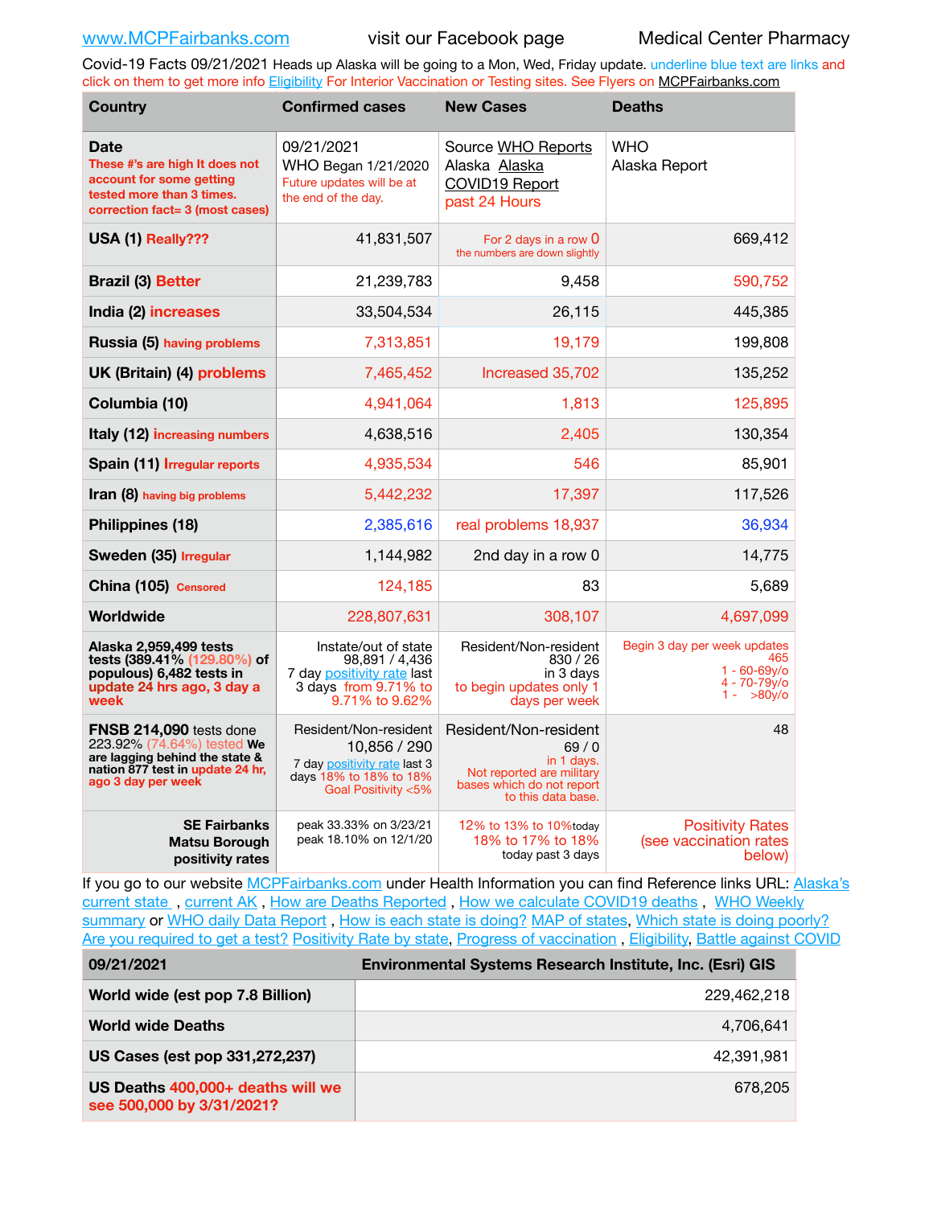www.MCPFairbanks.com visit our Facebook page Medical Center Pharmacy

Covid-19 Facts 09/21/2021 Heads up Alaska will be going to a Mon, Wed, Friday update. underline blue text are links and click on them to get more info Eligibility For Interior Vaccination or Testing sites. See Flyers on MCPFairbanks.com

| Country | Confirmed cases | New Cases | Deaths |
|---|---|---|---|
| **Date** These #'s are high It does not account for some getting tested more than 3 times. correction fact= 3 (most cases) | 09/21/2021 WHO Began 1/21/2020 Future updates will be at the end of the day. | Source WHO Reports Alaska Alaska COVID19 Report past 24 Hours | WHO Alaska Report |
| **USA (1)** Really??? | 41,831,507 | For 2 days in a row 0 the numbers are down slightly | 669,412 |
| **Brazil (3)** Better | 21,239,783 | 9,458 | 590,752 |
| **India (2)** increases | 33,504,534 | 26,115 | 445,385 |
| **Russia (5)** having problems | 7,313,851 | 19,179 | 199,808 |
| **UK (Britain) (4)** problems | 7,465,452 | Increased 35,702 | 135,252 |
| **Columbia (10)** | 4,941,064 | 1,813 | 125,895 |
| **Italy (12)** increasing numbers | 4,638,516 | 2,405 | 130,354 |
| **Spain (11)** Irregular reports | 4,935,534 | 546 | 85,901 |
| **Iran (8)** having big problems | 5,442,232 | 17,397 | 117,526 |
| **Philippines (18)** | 2,385,616 | real problems 18,937 | 36,934 |
| **Sweden (35)** Irregular | 1,144,982 | 2nd day in a row 0 | 14,775 |
| **China (105)** Censored | 124,185 | 83 | 5,689 |
| **Worldwide** | 228,807,631 | 308,107 | 4,697,099 |
| **Alaska 2,959,499 tests tests (389.41%) (129.80%) of populous) 6,482 tests in update 24 hrs ago, 3 day a week** | Instate/out of state 98,891 / 4,436 7 day positivity rate last 3 days from 9.71% to 9.71% to 9.62% | Resident/Non-resident 830 / 26 in 3 days to begin updates only 1 days per week | Begin 3 day per week updates 465 1 - 60-69y/o 4 - 70-79y/o 1 - >80y/o |
| **FNSB 214,090** tests done 223.92% (74.64%) tested We are lagging behind the state & nation 877 test in update 24 hr, ago 3 day per week | Resident/Non-resident 10,856 / 290 7 day positivity rate last 3 days 18% to 18% to 18% Goal Positivity <5% | Resident/Non-resident 69 / 0 in 1 days. Not reported are military bases which do not report to this data base. | 48 |
| **SE Fairbanks Matsu Borough positivity rates** | peak 33.33% on 3/23/21 peak 18.10% on 12/1/20 | 12% to 13% to 10% today 18% to 17% to 18% today past 3 days | Positivity Rates (see vaccination rates below) |

If you go to our website MCPFairbanks.com under Health Information you can find Reference links URL: Alaska's current state , current AK , How are Deaths Reported , How we calculate COVID19 deaths , WHO Weekly summary or WHO daily Data Report , How is each state is doing? MAP of states, Which state is doing poorly? Are you required to get a test? Positivity Rate by state, Progress of vaccination , Eligibility, Battle against COVID

| 09/21/2021 | Environmental Systems Research Institute, Inc. (Esri) GIS |
|---|---|
| **World wide (est pop 7.8 Billion)** | 229,462,218 |
| **World wide Deaths** | 4,706,641 |
| **US Cases (est pop 331,272,237)** | 42,391,981 |
| **US Deaths** 400,000+ deaths will we see 500,000 by 3/31/2021? | 678,205 |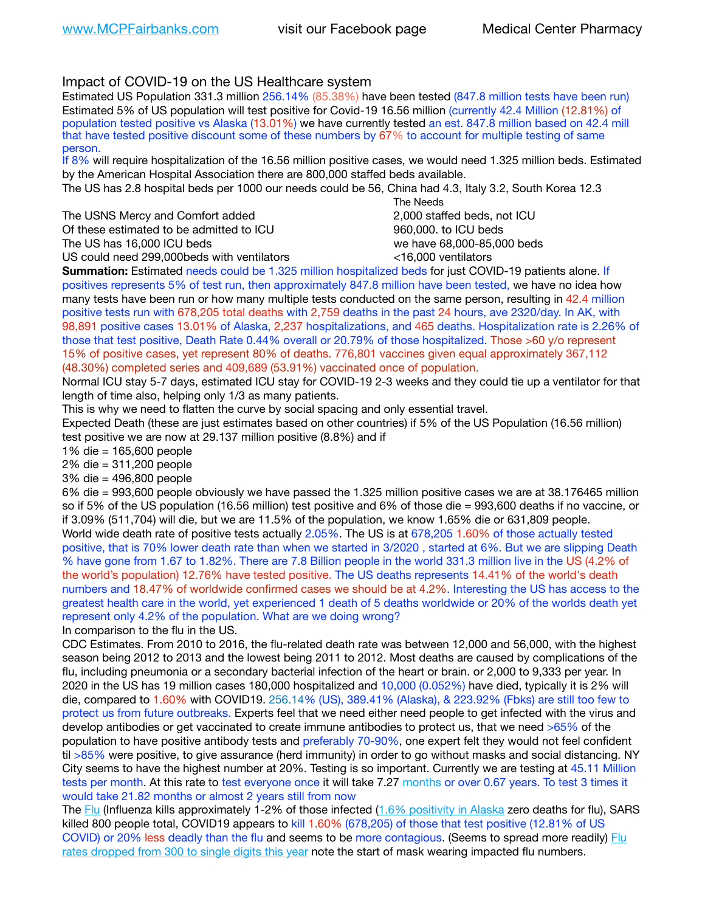www.MCPFairbanks.com visit our Facebook page Medical Center Pharmacy

Impact of COVID-19 on the US Healthcare system

Estimated US Population 331.3 million 256.14% (85.38%) have been tested (847.8 million tests have been run)
Estimated 5% of US population will test positive for Covid-19 16.56 million (currently 42.4 Million (12.81%) of population tested positive vs Alaska (13.01%) we have currently tested an est. 847.8 million based on 42.4 mill that have tested positive discount some of these numbers by 67% to account for multiple testing of same person.
If 8% will require hospitalization of the 16.56 million positive cases, we would need 1.325 million beds. Estimated by the American Hospital Association there are 800,000 staffed beds available.
The US has 2.8 hospital beds per 1000 our needs could be 56, China had 4.3, Italy 3.2, South Korea 12.3

| | The Needs |
|---|---|
| The USNS Mercy and Comfort added | 2,000 staffed beds, not ICU |
| Of these estimated to be admitted to ICU | 960,000. to ICU beds |
| The US has 16,000 ICU beds | we have 68,000-85,000 beds |
| US could need 299,000beds with ventilators | <16,000 ventilators |

**Summation:** Estimated needs could be 1.325 million hospitalized beds for just COVID-19 patients alone. If positives represents 5% of test run, then approximately 847.8 million have been tested, we have no idea how many tests have been run or how many multiple tests conducted on the same person, resulting in 42.4 million positive tests run with 678,205 total deaths with 2,759 deaths in the past 24 hours, ave 2320/day. In AK, with 98,891 positive cases 13.01% of Alaska, 2,237 hospitalizations, and 465 deaths. Hospitalization rate is 2.26% of those that test positive, Death Rate 0.44% overall or 20.79% of those hospitalized. Those >60 y/o represent 15% of positive cases, yet represent 80% of deaths. 776,801 vaccines given equal approximately 367,112 (48.30%) completed series and 409,689 (53.91%) vaccinated once of population.
Normal ICU stay 5-7 days, estimated ICU stay for COVID-19 2-3 weeks and they could tie up a ventilator for that length of time also, helping only 1/3 as many patients.
This is why we need to flatten the curve by social spacing and only essential travel.
Expected Death (these are just estimates based on other countries) if 5% of the US Population (16.56 million) test positive we are now at 29.137 million positive (8.8%) and if

1% die = 165,600 people
2% die = 311,200 people
3% die = 496,800 people
6% die = 993,600 people obviously we have passed the 1.325 million positive cases we are at 38.176465 million so if 5% of the US population (16.56 million) test positive and 6% of those die = 993,600 deaths if no vaccine, or if 3.09% (511,704) will die, but we are 11.5% of the population, we know 1.65% die or 631,809 people.

World wide death rate of positive tests actually 2.05%. The US is at 678,205 1.60% of those actually tested positive, that is 70% lower death rate than when we started in 3/2020 , started at 6%. But we are slipping Death % have gone from 1.67 to 1.82%. There are 7.8 Billion people in the world 331.3 million live in the US (4.2% of the world's population) 12.76% have tested positive. The US deaths represents 14.41% of the world's death numbers and 18.47% of worldwide confirmed cases we should be at 4.2%. Interesting the US has access to the greatest health care in the world, yet experienced 1 death of 5 deaths worldwide or 20% of the worlds death yet represent only 4.2% of the population. What are we doing wrong?
In comparison to the flu in the US.
CDC Estimates. From 2010 to 2016, the flu-related death rate was between 12,000 and 56,000, with the highest season being 2012 to 2013 and the lowest being 2011 to 2012. Most deaths are caused by complications of the flu, including pneumonia or a secondary bacterial infection of the heart or brain. or 2,000 to 9,333 per year. In 2020 in the US has 19 million cases 180,000 hospitalized and 10,000 (0.052%) have died, typically it is 2% will die, compared to 1.60% with COVID19. 256.14% (US), 389.41% (Alaska), & 223.92% (Fbks) are still too few to protect us from future outbreaks. Experts feel that we need either need people to get infected with the virus and develop antibodies or get vaccinated to create immune antibodies to protect us, that we need >65% of the population to have positive antibody tests and preferably 70-90%, one expert felt they would not feel confident til >85% were positive, to give assurance (herd immunity) in order to go without masks and social distancing. NY City seems to have the highest number at 20%. Testing is so important. Currently we are testing at 45.11 Million tests per month. At this rate to test everyone once it will take 7.27 months or over 0.67 years. To test 3 times it would take 21.82 months or almost 2 years still from now
The Flu (Influenza kills approximately 1-2% of those infected (1.6% positivity in Alaska zero deaths for flu), SARS killed 800 people total, COVID19 appears to kill 1.60% (678,205) of those that test positive (12.81% of US COVID) or 20% less deadly than the flu and seems to be more contagious. (Seems to spread more readily) Flu rates dropped from 300 to single digits this year note the start of mask wearing impacted flu numbers.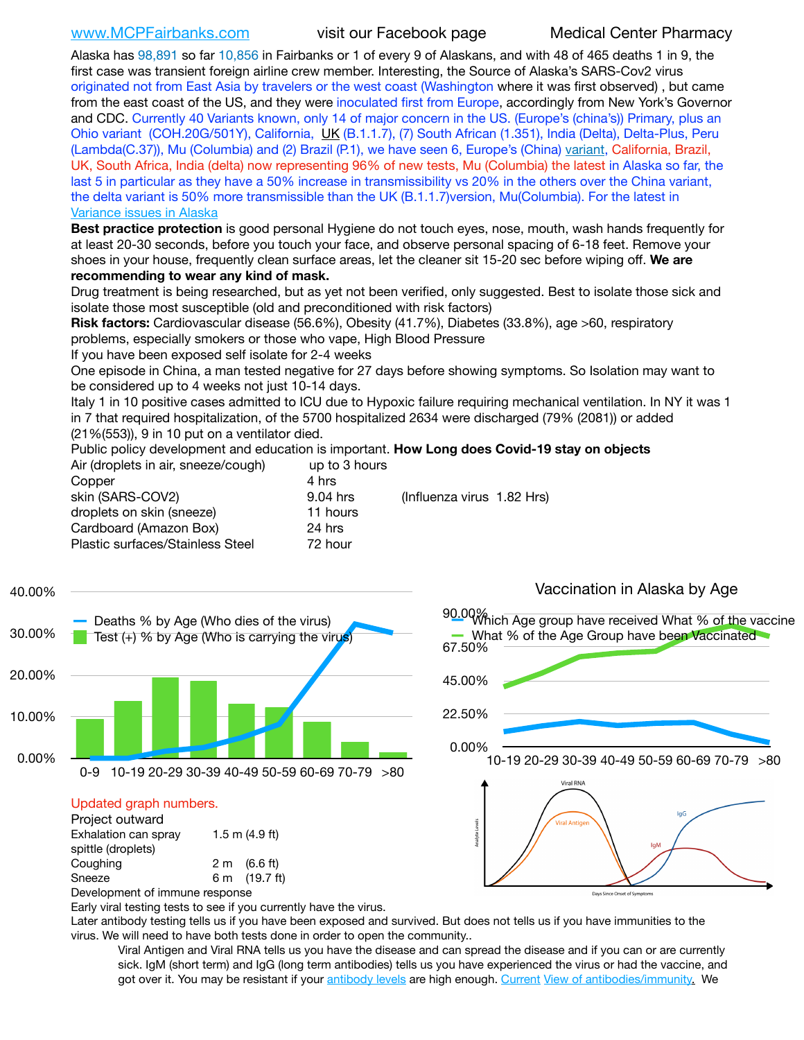www.MCPFairbanks.com visit our Facebook page Medical Center Pharmacy

Alaska has 98,891 so far 10,856 in Fairbanks or 1 of every 9 of Alaskans, and with 48 of 465 deaths 1 in 9, the first case was transient foreign airline crew member. Interesting, the Source of Alaska's SARS-Cov2 virus originated not from East Asia by travelers or the west coast (Washington where it was first observed) , but came from the east coast of the US, and they were inoculated first from Europe, accordingly from New York's Governor and CDC. Currently 40 Variants known, only 14 of major concern in the US. (Europe's (china's)) Primary, plus an Ohio variant (COH.20G/501Y), California, UK (B.1.1.7), (7) South African (1.351), India (Delta), Delta-Plus, Peru (Lambda(C.37)), Mu (Columbia) and (2) Brazil (P.1), we have seen 6, Europe's (China) variant, California, Brazil, UK, South Africa, India (delta) now representing 96% of new tests, Mu (Columbia) the latest in Alaska so far, the last 5 in particular as they have a 50% increase in transmissibility vs 20% in the others over the China variant, the delta variant is 50% more transmissible than the UK (B.1.1.7)version, Mu(Columbia). For the latest in Variance issues in Alaska

**Best practice protection** is good personal Hygiene do not touch eyes, nose, mouth, wash hands frequently for at least 20-30 seconds, before you touch your face, and observe personal spacing of 6-18 feet. Remove your shoes in your house, frequently clean surface areas, let the cleaner sit 15-20 sec before wiping off. **We are recommending to wear any kind of mask.**

Drug treatment is being researched, but as yet not been verified, only suggested. Best to isolate those sick and isolate those most susceptible (old and preconditioned with risk factors)

**Risk factors:** Cardiovascular disease (56.6%), Obesity (41.7%), Diabetes (33.8%), age >60, respiratory problems, especially smokers or those who vape, High Blood Pressure

If you have been exposed self isolate for 2-4 weeks

One episode in China, a man tested negative for 27 days before showing symptoms. So Isolation may want to be considered up to 4 weeks not just 10-14 days.

Italy 1 in 10 positive cases admitted to ICU due to Hypoxic failure requiring mechanical ventilation. In NY it was 1 in 7 that required hospitalization, of the 5700 hospitalized 2634 were discharged (79% (2081)) or added (21%(553)), 9 in 10 put on a ventilator died.

Public policy development and education is important. **How Long does Covid-19 stay on objects**

| | | |
|---|---|---|
| Air (droplets in air, sneeze/cough) | up to 3 hours | |
| Copper | 4 hrs | |
| skin (SARS-COV2) | 9.04 hrs | (Influenza virus 1.82 Hrs) |
| droplets on skin (sneeze) | 11 hours | |
| Cardboard (Amazon Box) | 24 hrs | |
| Plastic surfaces/Stainless Steel | 72 hour | |

40.00%
30.00%
20.00%
10.00%
0.00%
Deaths % by Age (Who dies of the virus)
Test (+) % by Age (Who is carrying the virus)
0-9 10-19 20-29 30-39 40-49 50-59 60-69 70-79 >80

Vaccination in Alaska by Age
90.00%
67.50%
45.00%
22.50%
0.00%
Which Age group have received What % of the vaccine
What % of the Age Group have been Vaccinated
10-19 20-29 30-39 40-49 50-59 60-69 70-79 >80

Updated graph numbers.

Project outward

| | | |
|---|---|---|
| Exhalation can spray spittle (droplets) | 1.5 m (4.9 ft) | |
| Coughing | 2 m | (6.6 ft) |
| Sneeze | 6 m | (19.7 ft) |

Viral RNA
Viral Antigen
IgG
IgM
Analyte Levels
Days Since Onset of Symptoms

Development of immune response

Early viral testing tests to see if you currently have the virus.

Later antibody testing tells us if you have been exposed and survived. But does not tells us if you have immunities to the virus. We will need to have both tests done in order to open the community..

Viral Antigen and Viral RNA tells us you have the disease and can spread the disease and if you can or are currently sick. IgM (short term) and IgG (long term antibodies) tells us you have experienced the virus or had the vaccine, and got over it. You may be resistant if your antibody levels are high enough. Current View of antibodies/immunity. We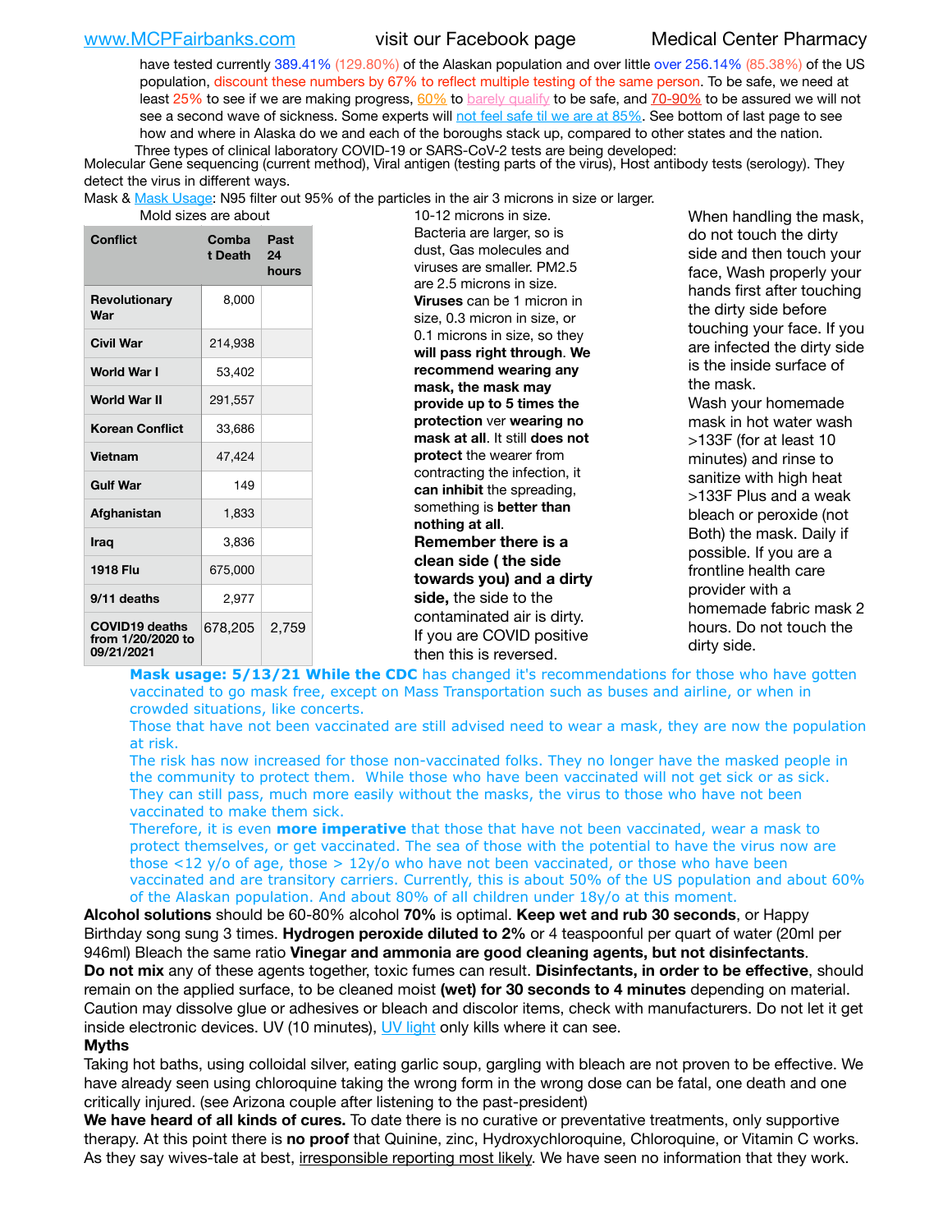have tested currently 389.41% (129.80%) of the Alaskan population and over little over 256.14% (85.38%) of the US population, discount these numbers by 67% to reflect multiple testing of the same person. To be safe, we need at least 25% to see if we are making progress, 60% to barely qualify to be safe, and 70-90% to be assured we will not see a second wave of sickness. Some experts will not feel safe til we are at 85%. See bottom of last page to see how and where in Alaska do we and each of the boroughs stack up, compared to other states and the nation.

Three types of clinical laboratory COVID-19 or SARS-CoV-2 tests are being developed:

Molecular Gene sequencing (current method), Viral antigen (testing parts of the virus), Host antibody tests (serology). They detect the virus in different ways.

Mask & Mask Usage: N95 filter out 95% of the particles in the air 3 microns in size or larger. Mold sizes are about 10-12 microns in size. Bacteria are larger, so is dust, Gas molecules and viruses are smaller. PM2.5 are 2.5 microns in size. **Viruses** can be 1 micron in size, 0.3 micron in size, or 0.1 microns in size, so they **will pass right through**. **We recommend wearing any mask, the mask may provide up to 5 times the protection** ver **wearing no mask at all**. It still **does not protect** the wearer from contracting the infection, it **can inhibit** the spreading, something is **better than nothing at all**. **Remember there is a clean side ( the side towards you) and a dirty side,** the side to the contaminated air is dirty. If you are COVID positive then this is reversed.

| Conflict | Combat Death | Past 24 hours |
|---|---|---|
| Revolutionary War | 8,000 | |
| Civil War | 214,938 | |
| World War I | 53,402 | |
| World War II | 291,557 | |
| Korean Conflict | 33,686 | |
| Vietnam | 47,424 | |
| Gulf War | 149 | |
| Afghanistan | 1,833 | |
| Iraq | 3,836 | |
| 1918 Flu | 675,000 | |
| 9/11 deaths | 2,977 | |
| COVID19 deaths from 1/20/2020 to 09/21/2021 | 678,205 | 2,759 |

When handling the mask, do not touch the dirty side and then touch your face, Wash properly your hands first after touching the dirty side before touching your face. If you are infected the dirty side is the inside surface of the mask. Wash your homemade mask in hot water wash >133F (for at least 10 minutes) and rinse to sanitize with high heat >133F Plus and a weak bleach or peroxide (not Both) the mask. Daily if possible. If you are a frontline health care provider with a homemade fabric mask 2 hours. Do not touch the dirty side.

**Mask usage: 5/13/21 While the CDC** has changed it's recommendations for those who have gotten vaccinated to go mask free, except on Mass Transportation such as buses and airline, or when in crowded situations, like concerts.

Those that have not been vaccinated are still advised need to wear a mask, they are now the population at risk.

The risk has now increased for those non-vaccinated folks. They no longer have the masked people in the community to protect them. While those who have been vaccinated will not get sick or as sick. They can still pass, much more easily without the masks, the virus to those who have not been vaccinated to make them sick.

Therefore, it is even **more imperative** that those that have not been vaccinated, wear a mask to protect themselves, or get vaccinated. The sea of those with the potential to have the virus now are those <12 y/o of age, those > 12y/o who have not been vaccinated, or those who have been vaccinated and are transitory carriers. Currently, this is about 50% of the US population and about 60% of the Alaskan population. And about 80% of all children under 18y/o at this moment.

**Alcohol solutions** should be 60-80% alcohol **70%** is optimal. **Keep wet and rub 30 seconds**, or Happy Birthday song sung 3 times. **Hydrogen peroxide diluted to 2%** or 4 teaspoonful per quart of water (20ml per 946ml) Bleach the same ratio **Vinegar and ammonia are good cleaning agents, but not disinfectants**.
**Do not mix** any of these agents together, toxic fumes can result. **Disinfectants, in order to be effective**, should remain on the applied surface, to be cleaned moist **(wet) for 30 seconds to 4 minutes** depending on material. Caution may dissolve glue or adhesives or bleach and discolor items, check with manufacturers. Do not let it get inside electronic devices. UV (10 minutes), UV light only kills where it can see.

**Myths**

Taking hot baths, using colloidal silver, eating garlic soup, gargling with bleach are not proven to be effective. We have already seen using chloroquine taking the wrong form in the wrong dose can be fatal, one death and one critically injured. (see Arizona couple after listening to the past-president)

**We have heard of all kinds of cures.** To date there is no curative or preventative treatments, only supportive therapy. At this point there is **no proof** that Quinine, zinc, Hydroxychloroquine, Chloroquine, or Vitamin C works. As they say wives-tale at best, irresponsible reporting most likely. We have seen no information that they work.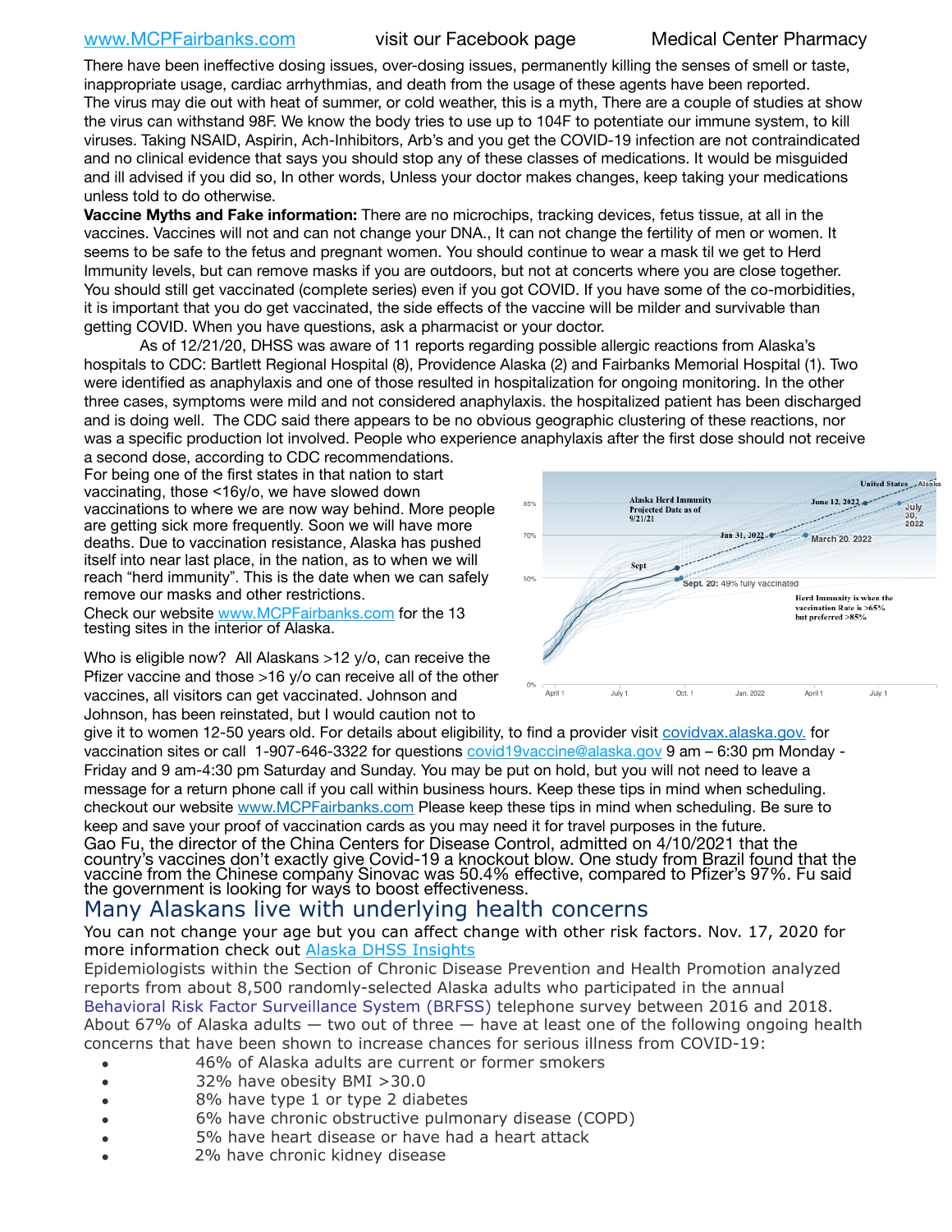There have been ineffective dosing issues, over-dosing issues, permanently killing the senses of smell or taste, inappropriate usage, cardiac arrhythmias, and death from the usage of these agents have been reported.
The virus may die out with heat of summer, or cold weather, this is a myth, There are a couple of studies at show the virus can withstand 98F. We know the body tries to use up to 104F to potentiate our immune system, to kill viruses. Taking NSAID, Aspirin, Ach-Inhibitors, Arb's and you get the COVID-19 infection are not contraindicated and no clinical evidence that says you should stop any of these classes of medications. It would be misguided and ill advised if you did so, In other words, Unless your doctor makes changes, keep taking your medications unless told to do otherwise.

**Vaccine Myths and Fake information:** There are no microchips, tracking devices, fetus tissue, at all in the vaccines. Vaccines will not and can not change your DNA., It can not change the fertility of men or women. It seems to be safe to the fetus and pregnant women. You should continue to wear a mask til we get to Herd Immunity levels, but can remove masks if you are outdoors, but not at concerts where you are close together. You should still get vaccinated (complete series) even if you got COVID. If you have some of the co-morbidities, it is important that you do get vaccinated, the side effects of the vaccine will be milder and survivable than getting COVID. When you have questions, ask a pharmacist or your doctor.

As of 12/21/20, DHSS was aware of 11 reports regarding possible allergic reactions from Alaska's hospitals to CDC: Bartlett Regional Hospital (8), Providence Alaska (2) and Fairbanks Memorial Hospital (1). Two were identified as anaphylaxis and one of those resulted in hospitalization for ongoing monitoring. In the other three cases, symptoms were mild and not considered anaphylaxis. the hospitalized patient has been discharged and is doing well. The CDC said there appears to be no obvious geographic clustering of these reactions, nor was a specific production lot involved. People who experience anaphylaxis after the first dose should not receive a second dose, according to CDC recommendations.

For being one of the first states in that nation to start vaccinating, those <16y/o, we have slowed down vaccinations to where we are now way behind. More people are getting sick more frequently. Soon we will have more deaths. Due to vaccination resistance, Alaska has pushed itself into near last place, in the nation, as to when we will reach "herd immunity". This is the date when we can safely remove our masks and other restrictions.

Check our website www.MCPFairbanks.com for the 13 testing sites in the interior of Alaska.

United States
Alaska
Alaska Herd Immunity Projected Date as of 9/21/21
June 12, 2022
July 30, 2022
Jan 31, 2022
March 20, 2022
Sept
Sept. 20: 49% fully vaccinated
Herd Immunity is when the vaccination Rate is >65% but preferred >85%
85%
70%
50%
0%
April 1
July 1
Oct. 1
Jan. 2022
April 1
July 1

Who is eligible now? All Alaskans >12 y/o, can receive the Pfizer vaccine and those >16 y/o can receive all of the other vaccines, all visitors can get vaccinated. Johnson and Johnson, has been reinstated, but I would caution not to give it to women 12-50 years old. For details about eligibility, to find a provider visit covidvax.alaska.gov. for vaccination sites or call 1-907-646-3322 for questions covid19vaccine@alaska.gov 9 am – 6:30 pm Monday - Friday and 9 am-4:30 pm Saturday and Sunday. You may be put on hold, but you will not need to leave a message for a return phone call if you call within business hours. Keep these tips in mind when scheduling. checkout our website www.MCPFairbanks.com Please keep these tips in mind when scheduling. Be sure to keep and save your proof of vaccination cards as you may need it for travel purposes in the future.

Gao Fu, the director of the China Centers for Disease Control, admitted on 4/10/2021 that the country's vaccines don't exactly give Covid-19 a knockout blow. One study from Brazil found that the vaccine from the Chinese company Sinovac was 50.4% effective, compared to Pfizer's 97%. Fu said the government is looking for ways to boost effectiveness.

## Many Alaskans live with underlying health concerns

You can not change your age but you can affect change with other risk factors. Nov. 17, 2020 for more information check out Alaska DHSS Insights

Epidemiologists within the Section of Chronic Disease Prevention and Health Promotion analyzed reports from about 8,500 randomly-selected Alaska adults who participated in the annual Behavioral Risk Factor Surveillance System (BRFSS) telephone survey between 2016 and 2018. About 67% of Alaska adults — two out of three — have at least one of the following ongoing health concerns that have been shown to increase chances for serious illness from COVID-19:

- 46% of Alaska adults are current or former smokers
- 32% have obesity BMI >30.0
- 8% have type 1 or type 2 diabetes
- 6% have chronic obstructive pulmonary disease (COPD)
- 5% have heart disease or have had a heart attack
- 2% have chronic kidney disease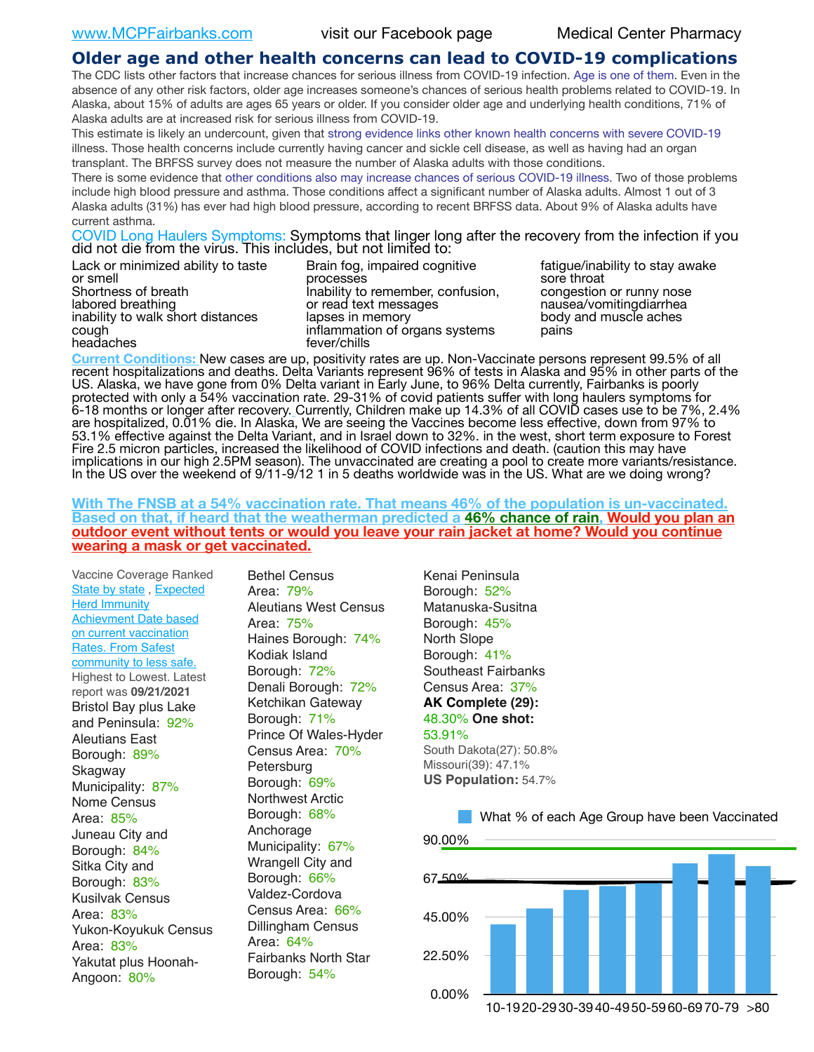www.MCPFairbanks.com visit our Facebook page Medical Center Pharmacy

## Older age and other health concerns can lead to COVID-19 complications

The CDC lists other factors that increase chances for serious illness from COVID-19 infection. Age is one of them. Even in the absence of any other risk factors, older age increases someone's chances of serious health problems related to COVID-19. In Alaska, about 15% of adults are ages 65 years or older. If you consider older age and underlying health conditions, 71% of Alaska adults are at increased risk for serious illness from COVID-19.

This estimate is likely an undercount, given that strong evidence links other known health concerns with severe COVID-19 illness. Those health concerns include currently having cancer and sickle cell disease, as well as having had an organ transplant. The BRFSS survey does not measure the number of Alaska adults with those conditions.

There is some evidence that other conditions also may increase chances of serious COVID-19 illness. Two of those problems include high blood pressure and asthma. Those conditions affect a significant number of Alaska adults. Almost 1 out of 3 Alaska adults (31%) has ever had high blood pressure, according to recent BRFSS data. About 9% of Alaska adults have current asthma.

COVID Long Haulers Symptoms: Symptoms that linger long after the recovery from the infection if you did not die from the virus. This includes, but not limited to:

- Lack or minimized ability to taste or smell
- Shortness of breath
- labored breathing
- inability to walk short distances
- cough
- headaches
- Brain fog, impaired cognitive processes
- Inability to remember, confusion, or read text messages
- lapses in memory
- inflammation of organs systems
- fever/chills
- fatigue/inability to stay awake
- sore throat
- congestion or runny nose
- nausea/vomitingdiarrhea
- body and muscle aches
- pains

**Current Conditions:** New cases are up, positivity rates are up. Non-Vaccinate persons represent 99.5% of all recent hospitalizations and deaths. Delta Variants represent 96% of tests in Alaska and 95% in other parts of the US. Alaska, we have gone from 0% Delta variant in Early June, to 96% Delta currently, Fairbanks is poorly protected with only a 54% vaccination rate. 29-31% of covid patients suffer with long haulers symptoms for 6-18 months or longer after recovery. Currently, Children make up 14.3% of all COVID cases use to be 7%, 2.4% are hospitalized, 0.01% die. In Alaska, We are seeing the Vaccines become less effective, down from 97% to 53.1% effective against the Delta Variant, and in Israel down to 32%. in the west, short term exposure to Forest Fire 2.5 micron particles, increased the likelihood of COVID infections and death. (caution this may have implications in our high 2.5PM season). The unvaccinated are creating a pool to create more variants/resistance. In the US over the weekend of 9/11-9/12 1 in 5 deaths worldwide was in the US. What are we doing wrong?

**With The FNSB at a 54% vaccination rate. That means 46% of the population is un-vaccinated. Based on that, if heard that the weatherman predicted a 46% chance of rain, Would you plan an outdoor event without tents or would you leave your rain jacket at home? Would you continue wearing a mask or get vaccinated.**

Vaccine Coverage Ranked State by state, Expected Herd Immunity Achievment Date based on current vaccination Rates. From Safest community to less safe. Highest to Lowest. Latest report was **09/21/2021**

- Bristol Bay plus Lake and Peninsula: 92%
- Aleutians East Borough: 89%
- Skagway Municipality: 87%
- Nome Census Area: 85%
- Juneau City and Borough: 84%
- Sitka City and Borough: 83%
- Kusilvak Census Area: 83%
- Yukon-Koyukuk Census Area: 83%
- Yakutat plus Hoonah-Angoon: 80%
- Bethel Census Area: 79%
- Aleutians West Census Area: 75%
- Haines Borough: 74%
- Kodiak Island Borough: 72%
- Denali Borough: 72%
- Ketchikan Gateway Borough: 71%
- Prince Of Wales-Hyder Census Area: 70%
- Petersburg Borough: 69%
- Northwest Arctic Borough: 68%
- Anchorage Municipality: 67%
- Wrangell City and Borough: 66%
- Valdez-Cordova Census Area: 66%
- Dillingham Census Area: 64%
- Fairbanks North Star Borough: 54%
- Kenai Peninsula Borough: 52%
- Matanuska-Susitna Borough: 45%
- North Slope Borough: 41%
- Southeast Fairbanks Census Area: 37%

**AK Complete (29):** 48.30% **One shot:** 53.91%

South Dakota(27): 50.8%

Missouri(39): 47.1%

**US Population:** 54.7%

What % of each Age Group have been Vaccinated

90.00%
67.50%
45.00%
22.50%
0.00%

10-19 20-29 30-39 40-49 50-59 60-69 70-79 >80